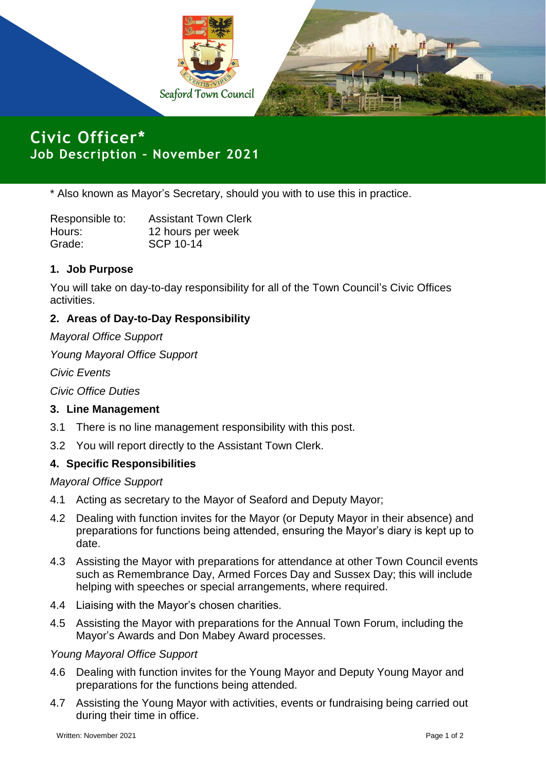Seaford Town Council

# Civic Officer*

## Job Description – November 2021

* Also known as Mayor's Secretary, should you with to use this in practice.

| | |
|---|---|
| Responsible to: | Assistant Town Clerk |
| Hours: | 12 hours per week |
| Grade: | SCP 10-14 |

### 1. Job Purpose

You will take on day-to-day responsibility for all of the Town Council's Civic Offices activities.

### 2. Areas of Day-to-Day Responsibility

*Mayoral Office Support*

*Young Mayoral Office Support*

*Civic Events*

*Civic Office Duties*

### 3. Line Management

3.1 There is no line management responsibility with this post.

3.2 You will report directly to the Assistant Town Clerk.

### 4. Specific Responsibilities

*Mayoral Office Support*

4.1 Acting as secretary to the Mayor of Seaford and Deputy Mayor;

4.2 Dealing with function invites for the Mayor (or Deputy Mayor in their absence) and preparations for functions being attended, ensuring the Mayor's diary is kept up to date.

4.3 Assisting the Mayor with preparations for attendance at other Town Council events such as Remembrance Day, Armed Forces Day and Sussex Day; this will include helping with speeches or special arrangements, where required.

4.4 Liaising with the Mayor's chosen charities.

4.5 Assisting the Mayor with preparations for the Annual Town Forum, including the Mayor's Awards and Don Mabey Award processes.

*Young Mayoral Office Support*

4.6 Dealing with function invites for the Young Mayor and Deputy Young Mayor and preparations for the functions being attended.

4.7 Assisting the Young Mayor with activities, events or fundraising being carried out during their time in office.

Written: November 2021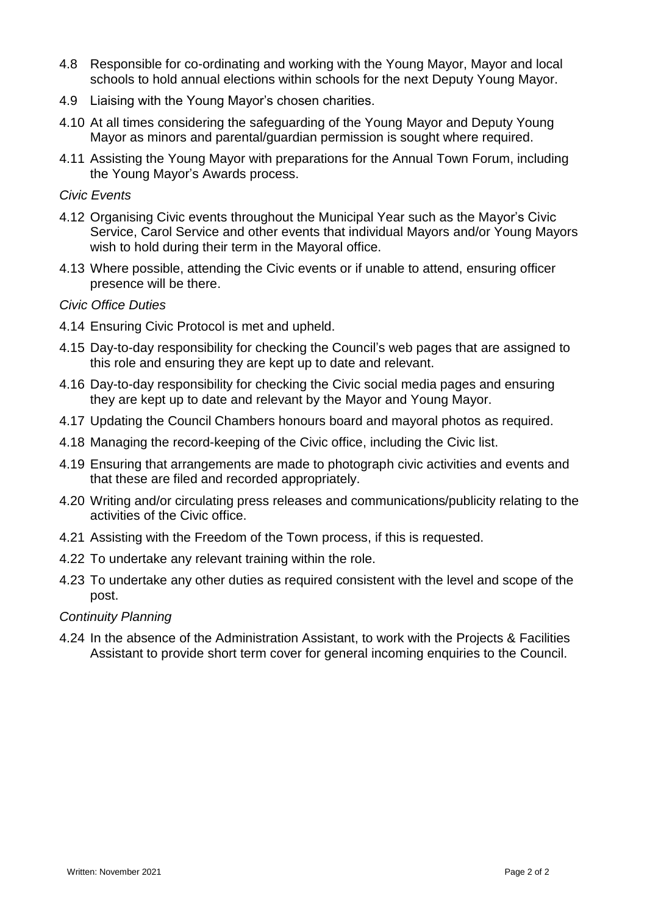4.8 Responsible for co-ordinating and working with the Young Mayor, Mayor and local schools to hold annual elections within schools for the next Deputy Young Mayor.

4.9 Liaising with the Young Mayor's chosen charities.

4.10 At all times considering the safeguarding of the Young Mayor and Deputy Young Mayor as minors and parental/guardian permission is sought where required.

4.11 Assisting the Young Mayor with preparations for the Annual Town Forum, including the Young Mayor's Awards process.

*Civic Events*

4.12 Organising Civic events throughout the Municipal Year such as the Mayor's Civic Service, Carol Service and other events that individual Mayors and/or Young Mayors wish to hold during their term in the Mayoral office.

4.13 Where possible, attending the Civic events or if unable to attend, ensuring officer presence will be there.

*Civic Office Duties*

4.14 Ensuring Civic Protocol is met and upheld.

4.15 Day-to-day responsibility for checking the Council's web pages that are assigned to this role and ensuring they are kept up to date and relevant.

4.16 Day-to-day responsibility for checking the Civic social media pages and ensuring they are kept up to date and relevant by the Mayor and Young Mayor.

4.17 Updating the Council Chambers honours board and mayoral photos as required.

4.18 Managing the record-keeping of the Civic office, including the Civic list.

4.19 Ensuring that arrangements are made to photograph civic activities and events and that these are filed and recorded appropriately.

4.20 Writing and/or circulating press releases and communications/publicity relating to the activities of the Civic office.

4.21 Assisting with the Freedom of the Town process, if this is requested.

4.22 To undertake any relevant training within the role.

4.23 To undertake any other duties as required consistent with the level and scope of the post.

*Continuity Planning*

4.24 In the absence of the Administration Assistant, to work with the Projects & Facilities Assistant to provide short term cover for general incoming enquiries to the Council.

Written: November 2021